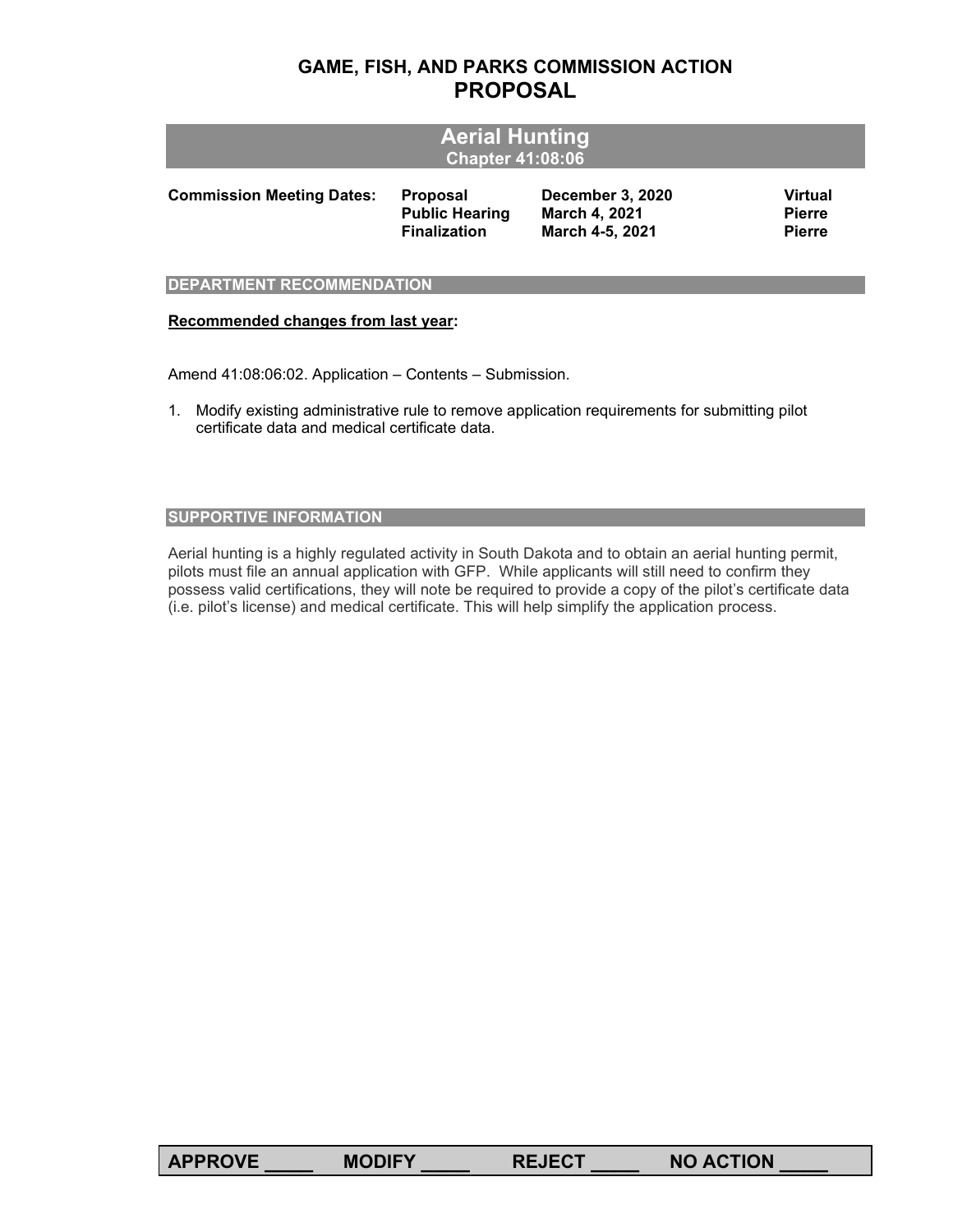# GAME, FISH, AND PARKS COMMISSION ACTION
# PROPOSAL

## Aerial Hunting
### Chapter 41:08:06

| Commission Meeting Dates: | Proposal | December 3, 2020 | Virtual |
|---|---|---|---|
| | Public Hearing | March 4, 2021 | Pierre |
| | Finalization | March 4-5, 2021 | Pierre |

## DEPARTMENT RECOMMENDATION

**Recommended changes from last year:**

Amend 41:08:06:02. Application – Contents – Submission.

1. Modify existing administrative rule to remove application requirements for submitting pilot certificate data and medical certificate data.

## SUPPORTIVE INFORMATION

Aerial hunting is a highly regulated activity in South Dakota and to obtain an aerial hunting permit, pilots must file an annual application with GFP. While applicants will still need to confirm they possess valid certifications, they will note be required to provide a copy of the pilot's certificate data (i.e. pilot's license) and medical certificate. This will help simplify the application process.

**APPROVE _____ MODIFY _____ REJECT _____ NO ACTION _____**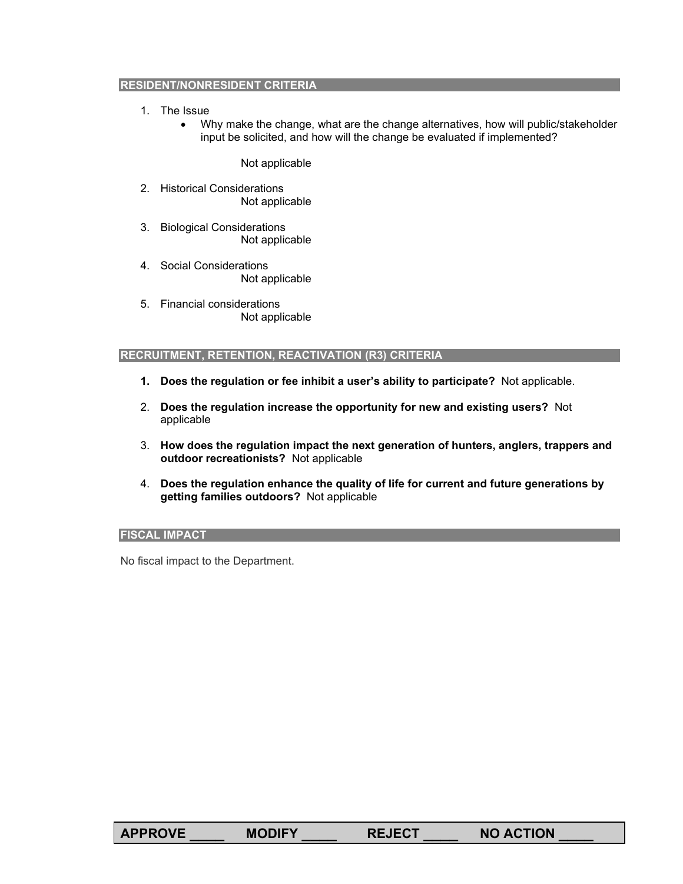## RESIDENT/NONRESIDENT CRITERIA

1. The Issue
    - Why make the change, what are the change alternatives, how will public/stakeholder input be solicited, and how will the change be evaluated if implemented?

      Not applicable

2. Historical Considerations
   Not applicable

3. Biological Considerations
   Not applicable

4. Social Considerations
   Not applicable

5. Financial considerations
   Not applicable

## RECRUITMENT, RETENTION, REACTIVATION (R3) CRITERIA

1. **Does the regulation or fee inhibit a user's ability to participate?** Not applicable.

2. **Does the regulation increase the opportunity for new and existing users?** Not applicable

3. **How does the regulation impact the next generation of hunters, anglers, trappers and outdoor recreationists?** Not applicable

4. **Does the regulation enhance the quality of life for current and future generations by getting families outdoors?** Not applicable

## FISCAL IMPACT

No fiscal impact to the Department.

**APPROVE _____ MODIFY _____ REJECT _____ NO ACTION _____**